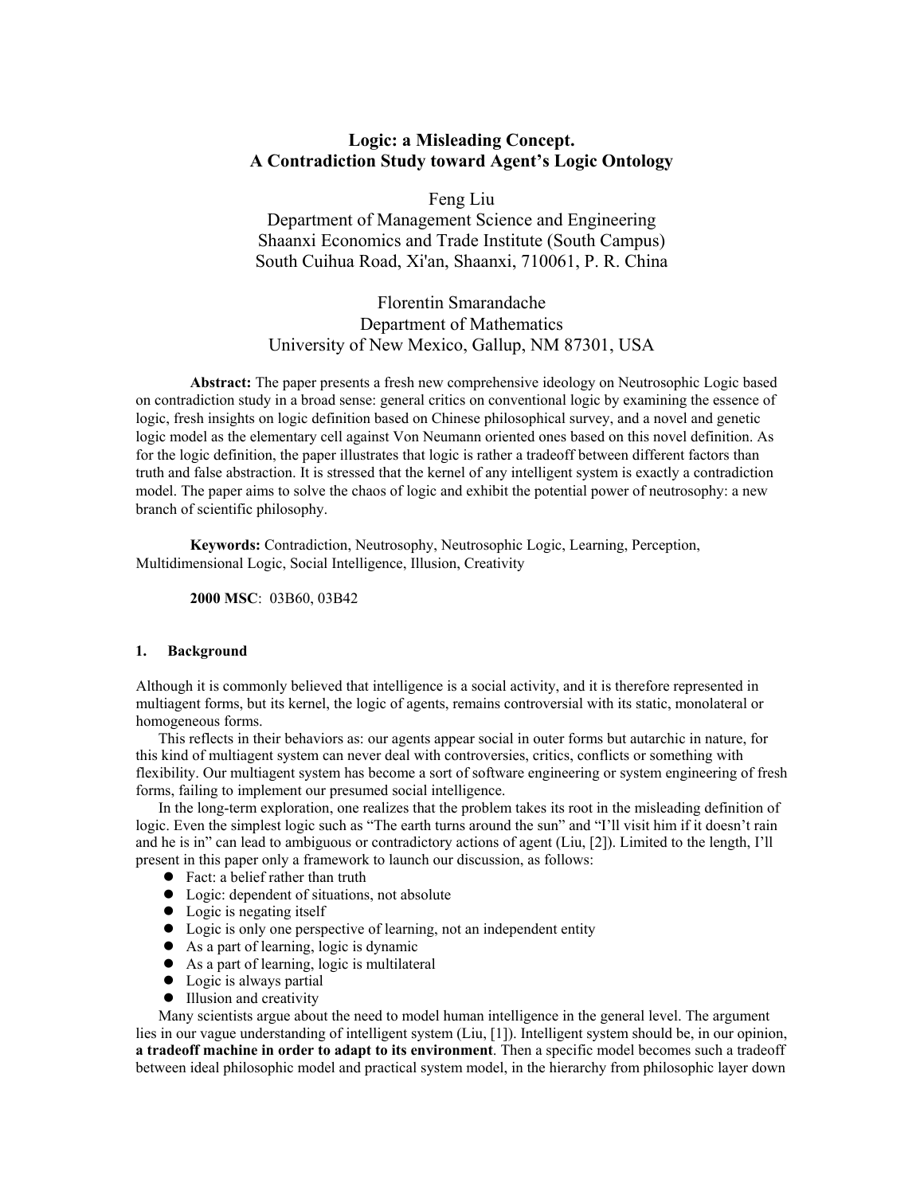# Logic: a Misleading Concept.
# A Contradiction Study toward Agent's Logic Ontology

Feng Liu
Department of Management Science and Engineering
Shaanxi Economics and Trade Institute (South Campus)
South Cuihua Road, Xi'an, Shaanxi, 710061, P. R. China

Florentin Smarandache
Department of Mathematics
University of New Mexico, Gallup, NM 87301, USA

**Abstract:** The paper presents a fresh new comprehensive ideology on Neutrosophic Logic based on contradiction study in a broad sense: general critics on conventional logic by examining the essence of logic, fresh insights on logic definition based on Chinese philosophical survey, and a novel and genetic logic model as the elementary cell against Von Neumann oriented ones based on this novel definition. As for the logic definition, the paper illustrates that logic is rather a tradeoff between different factors than truth and false abstraction. It is stressed that the kernel of any intelligent system is exactly a contradiction model. The paper aims to solve the chaos of logic and exhibit the potential power of neutrosophy: a new branch of scientific philosophy.

**Keywords:** Contradiction, Neutrosophy, Neutrosophic Logic, Learning, Perception, Multidimensional Logic, Social Intelligence, Illusion, Creativity

**2000 MSC**: 03B60, 03B42

## 1. Background

Although it is commonly believed that intelligence is a social activity, and it is therefore represented in multiagent forms, but its kernel, the logic of agents, remains controversial with its static, monolateral or homogeneous forms.

This reflects in their behaviors as: our agents appear social in outer forms but autarchic in nature, for this kind of multiagent system can never deal with controversies, critics, conflicts or something with flexibility. Our multiagent system has become a sort of software engineering or system engineering of fresh forms, failing to implement our presumed social intelligence.

In the long-term exploration, one realizes that the problem takes its root in the misleading definition of logic. Even the simplest logic such as "The earth turns around the sun" and "I'll visit him if it doesn't rain and he is in" can lead to ambiguous or contradictory actions of agent (Liu, [2]). Limited to the length, I'll present in this paper only a framework to launch our discussion, as follows:

- Fact: a belief rather than truth
- Logic: dependent of situations, not absolute
- Logic is negating itself
- Logic is only one perspective of learning, not an independent entity
- As a part of learning, logic is dynamic
- As a part of learning, logic is multilateral
- Logic is always partial
- Illusion and creativity

Many scientists argue about the need to model human intelligence in the general level. The argument lies in our vague understanding of intelligent system (Liu, [1]). Intelligent system should be, in our opinion, **a tradeoff machine in order to adapt to its environment**. Then a specific model becomes such a tradeoff between ideal philosophic model and practical system model, in the hierarchy from philosophic layer down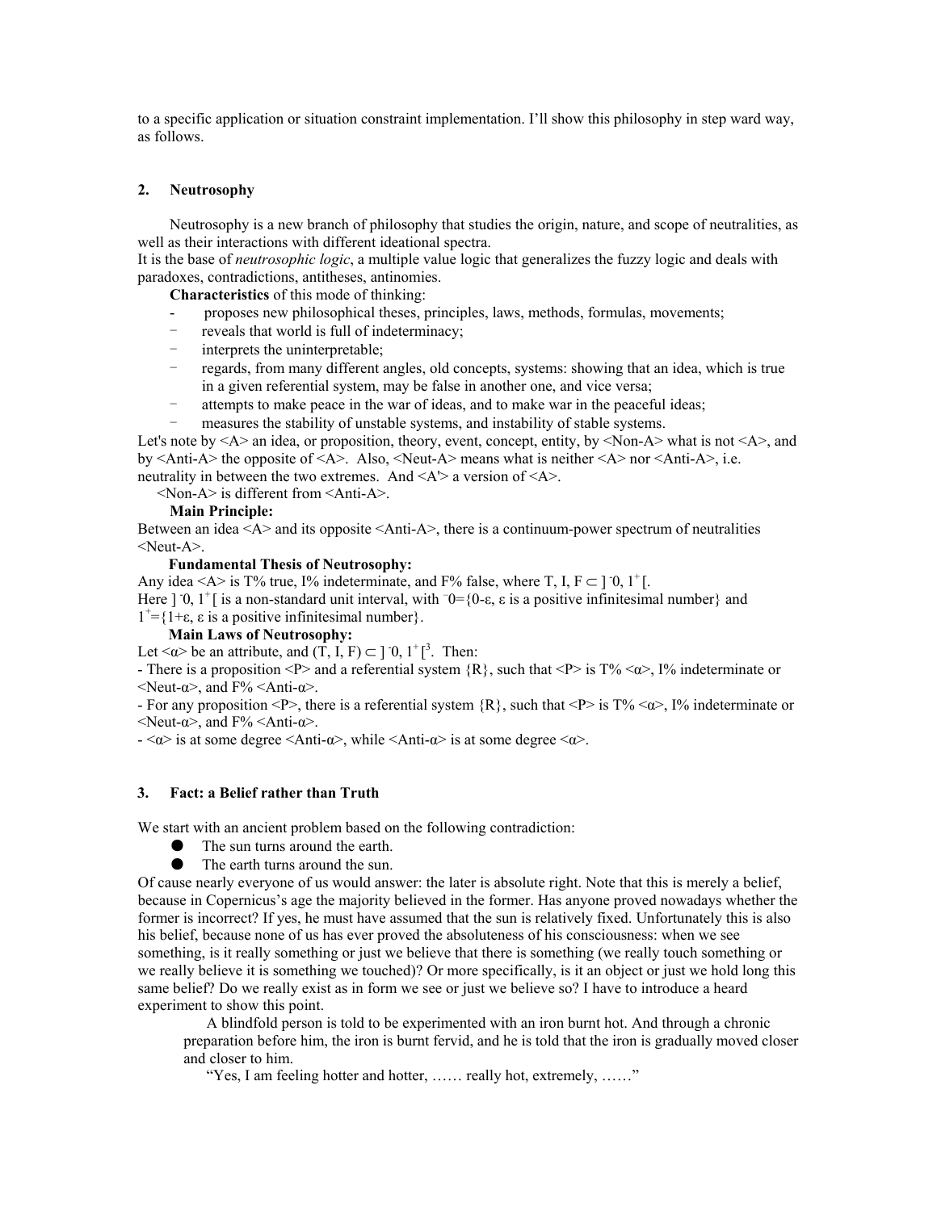to a specific application or situation constraint implementation. I'll show this philosophy in step ward way, as follows.

## 2. Neutrosophy

Neutrosophy is a new branch of philosophy that studies the origin, nature, and scope of neutralities, as well as their interactions with different ideational spectra.
It is the base of *neutrosophic logic*, a multiple value logic that generalizes the fuzzy logic and deals with paradoxes, contradictions, antitheses, antinomies.

**Characteristics** of this mode of thinking:

- proposes new philosophical theses, principles, laws, methods, formulas, movements;
- reveals that world is full of indeterminacy;
- interprets the uninterpretable;
- regards, from many different angles, old concepts, systems: showing that an idea, which is true in a given referential system, may be false in another one, and vice versa;
- attempts to make peace in the war of ideas, and to make war in the peaceful ideas;
- measures the stability of unstable systems, and instability of stable systems.

Let's note by <A> an idea, or proposition, theory, event, concept, entity, by <Non-A> what is not <A>, and by <Anti-A> the opposite of <A>. Also, <Neut-A> means what is neither <A> nor <Anti-A>, i.e. neutrality in between the two extremes. And <A'> a version of <A>.

<Non-A> is different from <Anti-A>.

**Main Principle:**
Between an idea <A> and its opposite <Anti-A>, there is a continuum-power spectrum of neutralities <Neut-A>.

**Fundamental Thesis of Neutrosophy:**
Any idea <A> is T% true, I% indeterminate, and F% false, where $T, I, F \subset ]^{-}0, 1^{+}[$.
Here $]^{-}0, 1^{+}[$ is a non-standard unit interval, with $^{-}0=\{0-\varepsilon, \varepsilon$ is a positive infinitesimal number$\}$ and $1^{+}=\{1+\varepsilon, \varepsilon$ is a positive infinitesimal number$\}$.

**Main Laws of Neutrosophy:**
Let <α> be an attribute, and $(T, I, F) \subset ]^{-}0, 1^{+}[^{3}$. Then:
- There is a proposition <P> and a referential system {R}, such that <P> is T% <α>, I% indeterminate or <Neut-α>, and F% <Anti-α>.
- For any proposition <P>, there is a referential system {R}, such that <P> is T% <α>, I% indeterminate or <Neut-α>, and F% <Anti-α>.
- <α> is at some degree <Anti-α>, while <Anti-α> is at some degree <α>.

## 3. Fact: a Belief rather than Truth

We start with an ancient problem based on the following contradiction:

- The sun turns around the earth.
- The earth turns around the sun.

Of cause nearly everyone of us would answer: the later is absolute right. Note that this is merely a belief, because in Copernicus's age the majority believed in the former. Has anyone proved nowadays whether the former is incorrect? If yes, he must have assumed that the sun is relatively fixed. Unfortunately this is also his belief, because none of us has ever proved the absoluteness of his consciousness: when we see something, is it really something or just we believe that there is something (we really touch something or we really believe it is something we touched)? Or more specifically, is it an object or just we hold long this same belief? Do we really exist as in form we see or just we believe so? I have to introduce a heard experiment to show this point.

> A blindfold person is told to be experimented with an iron burnt hot. And through a chronic preparation before him, the iron is burnt fervid, and he is told that the iron is gradually moved closer and closer to him.
>
> "Yes, I am feeling hotter and hotter, …… really hot, extremely, ……"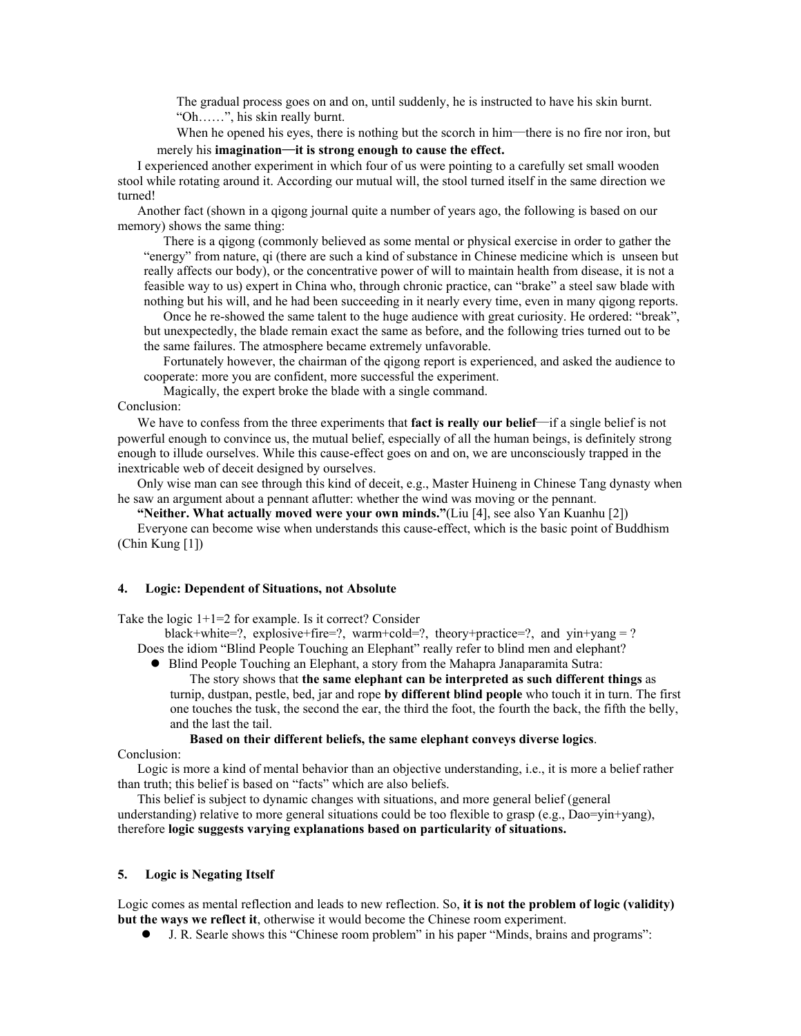The gradual process goes on and on, until suddenly, he is instructed to have his skin burnt.

"Oh……", his skin really burnt.

When he opened his eyes, there is nothing but the scorch in him—there is no fire nor iron, but merely his **imagination—it is strong enough to cause the effect.**

I experienced another experiment in which four of us were pointing to a carefully set small wooden stool while rotating around it. According our mutual will, the stool turned itself in the same direction we turned!

Another fact (shown in a qigong journal quite a number of years ago, the following is based on our memory) shows the same thing:

> There is a qigong (commonly believed as some mental or physical exercise in order to gather the "energy" from nature, qi (there are such a kind of substance in Chinese medicine which is unseen but really affects our body), or the concentrative power of will to maintain health from disease, it is not a feasible way to us) expert in China who, through chronic practice, can "brake" a steel saw blade with nothing but his will, and he had been succeeding in it nearly every time, even in many qigong reports.
>
> Once he re-showed the same talent to the huge audience with great curiosity. He ordered: "break", but unexpectedly, the blade remain exact the same as before, and the following tries turned out to be the same failures. The atmosphere became extremely unfavorable.
>
> Fortunately however, the chairman of the qigong report is experienced, and asked the audience to cooperate: more you are confident, more successful the experiment.
>
> Magically, the expert broke the blade with a single command.

Conclusion:

We have to confess from the three experiments that **fact is really our belief**—if a single belief is not powerful enough to convince us, the mutual belief, especially of all the human beings, is definitely strong enough to illude ourselves. While this cause-effect goes on and on, we are unconsciously trapped in the inextricable web of deceit designed by ourselves.

Only wise man can see through this kind of deceit, e.g., Master Huineng in Chinese Tang dynasty when he saw an argument about a pennant aflutter: whether the wind was moving or the pennant.

**"Neither. What actually moved were your own minds."**(Liu [4], see also Yan Kuanhu [2])

Everyone can become wise when understands this cause-effect, which is the basic point of Buddhism (Chin Kung [1])

## 4. Logic: Dependent of Situations, not Absolute

Take the logic 1+1=2 for example. Is it correct? Consider

black+white=?, explosive+fire=?, warm+cold=?, theory+practice=?, and yin+yang = ?

Does the idiom "Blind People Touching an Elephant" really refer to blind men and elephant?

- Blind People Touching an Elephant, a story from the Mahapra Janaparamita Sutra:

  The story shows that **the same elephant can be interpreted as such different things** as turnip, dustpan, pestle, bed, jar and rope **by different blind people** who touch it in turn. The first one touches the tusk, the second the ear, the third the foot, the fourth the back, the fifth the belly, and the last the tail.

  **Based on their different beliefs, the same elephant conveys diverse logics**.

Conclusion:

Logic is more a kind of mental behavior than an objective understanding, i.e., it is more a belief rather than truth; this belief is based on "facts" which are also beliefs.

This belief is subject to dynamic changes with situations, and more general belief (general understanding) relative to more general situations could be too flexible to grasp (e.g., Dao=yin+yang), therefore **logic suggests varying explanations based on particularity of situations.**

## 5. Logic is Negating Itself

Logic comes as mental reflection and leads to new reflection. So, **it is not the problem of logic (validity) but the ways we reflect it**, otherwise it would become the Chinese room experiment.

- J. R. Searle shows this "Chinese room problem" in his paper "Minds, brains and programs":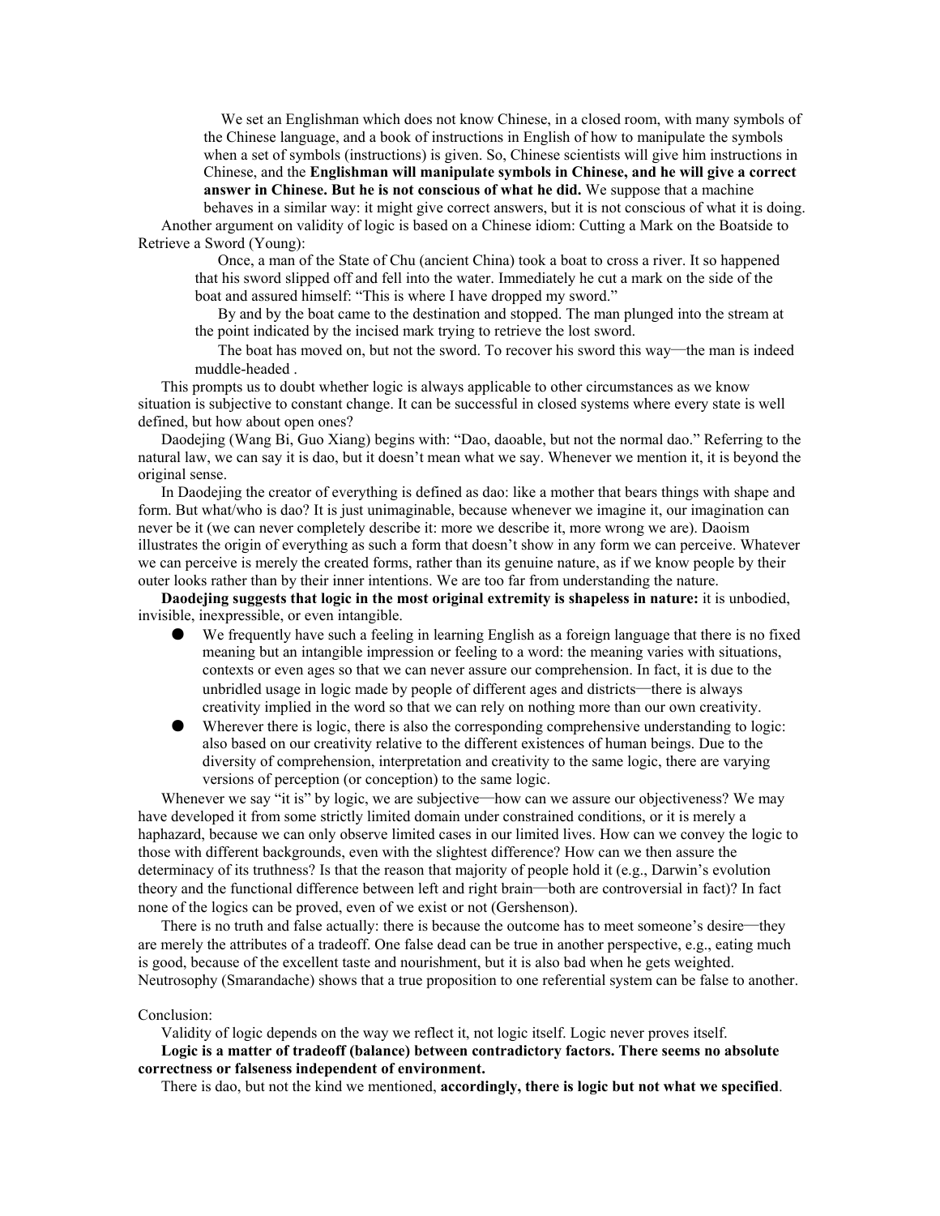> We set an Englishman which does not know Chinese, in a closed room, with many symbols of the Chinese language, and a book of instructions in English of how to manipulate the symbols when a set of symbols (instructions) is given. So, Chinese scientists will give him instructions in Chinese, and the **Englishman will manipulate symbols in Chinese, and he will give a correct answer in Chinese. But he is not conscious of what he did.** We suppose that a machine behaves in a similar way: it might give correct answers, but it is not conscious of what it is doing.

Another argument on validity of logic is based on a Chinese idiom: Cutting a Mark on the Boatside to Retrieve a Sword (Young):

> Once, a man of the State of Chu (ancient China) took a boat to cross a river. It so happened that his sword slipped off and fell into the water. Immediately he cut a mark on the side of the boat and assured himself: "This is where I have dropped my sword."
>
> By and by the boat came to the destination and stopped. The man plunged into the stream at the point indicated by the incised mark trying to retrieve the lost sword.
>
> The boat has moved on, but not the sword. To recover his sword this way—the man is indeed muddle-headed .

This prompts us to doubt whether logic is always applicable to other circumstances as we know situation is subjective to constant change. It can be successful in closed systems where every state is well defined, but how about open ones?

Daodejing (Wang Bi, Guo Xiang) begins with: "Dao, daoable, but not the normal dao." Referring to the natural law, we can say it is dao, but it doesn't mean what we say. Whenever we mention it, it is beyond the original sense.

In Daodejing the creator of everything is defined as dao: like a mother that bears things with shape and form. But what/who is dao? It is just unimaginable, because whenever we imagine it, our imagination can never be it (we can never completely describe it: more we describe it, more wrong we are). Daoism illustrates the origin of everything as such a form that doesn't show in any form we can perceive. Whatever we can perceive is merely the created forms, rather than its genuine nature, as if we know people by their outer looks rather than by their inner intentions. We are too far from understanding the nature.

**Daodejing suggests that logic in the most original extremity is shapeless in nature:** it is unbodied, invisible, inexpressible, or even intangible.

- We frequently have such a feeling in learning English as a foreign language that there is no fixed meaning but an intangible impression or feeling to a word: the meaning varies with situations, contexts or even ages so that we can never assure our comprehension. In fact, it is due to the unbridled usage in logic made by people of different ages and districts—there is always creativity implied in the word so that we can rely on nothing more than our own creativity.
- Wherever there is logic, there is also the corresponding comprehensive understanding to logic: also based on our creativity relative to the different existences of human beings. Due to the diversity of comprehension, interpretation and creativity to the same logic, there are varying versions of perception (or conception) to the same logic.

Whenever we say "it is" by logic, we are subjective—how can we assure our objectiveness? We may have developed it from some strictly limited domain under constrained conditions, or it is merely a haphazard, because we can only observe limited cases in our limited lives. How can we convey the logic to those with different backgrounds, even with the slightest difference? How can we then assure the determinacy of its truthness? Is that the reason that majority of people hold it (e.g., Darwin's evolution theory and the functional difference between left and right brain—both are controversial in fact)? In fact none of the logics can be proved, even of we exist or not (Gershenson).

There is no truth and false actually: there is because the outcome has to meet someone's desire—they are merely the attributes of a tradeoff. One false dead can be true in another perspective, e.g., eating much is good, because of the excellent taste and nourishment, but it is also bad when he gets weighted. Neutrosophy (Smarandache) shows that a true proposition to one referential system can be false to another.

Conclusion:

Validity of logic depends on the way we reflect it, not logic itself. Logic never proves itself.

**Logic is a matter of tradeoff (balance) between contradictory factors. There seems no absolute correctness or falseness independent of environment.**

There is dao, but not the kind we mentioned, **accordingly, there is logic but not what we specified**.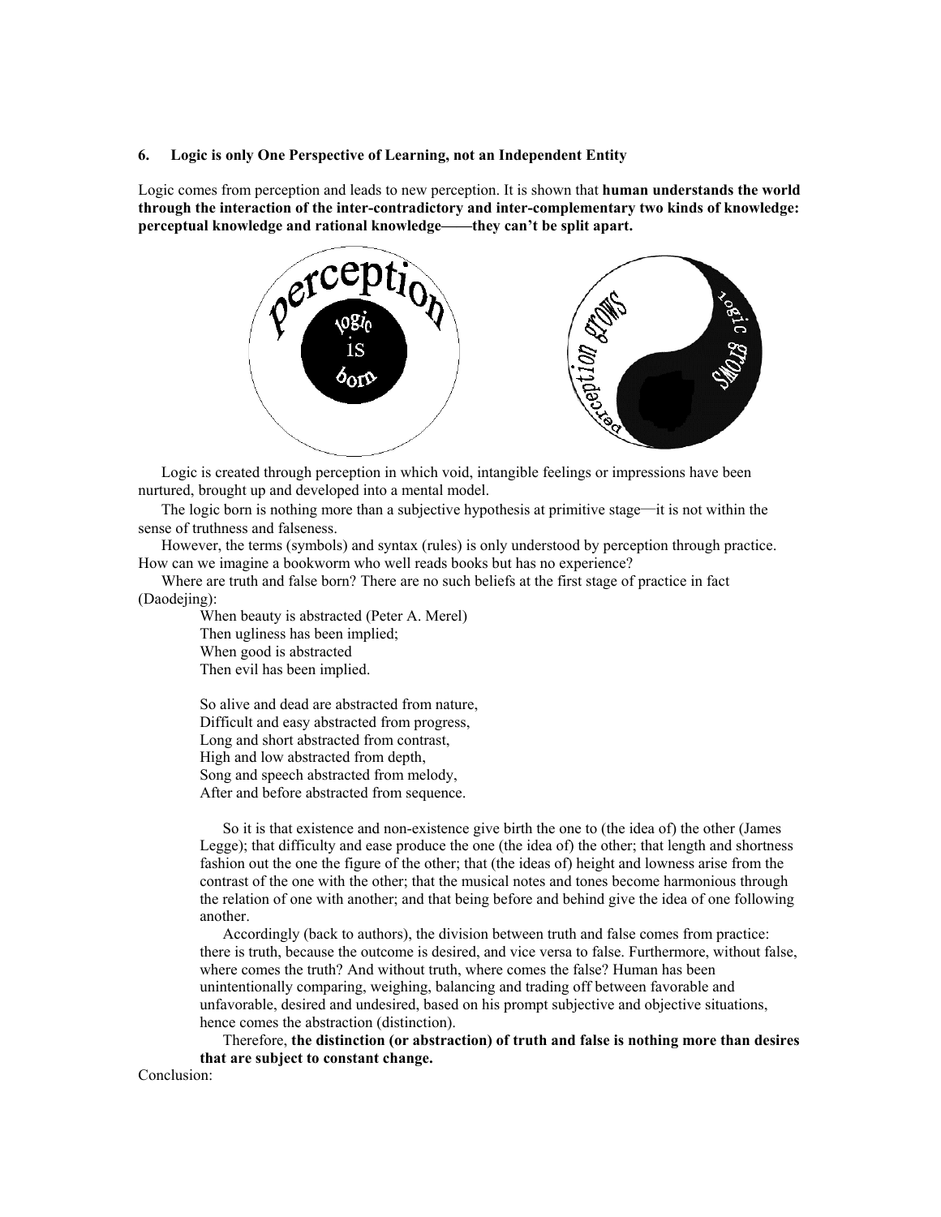### 6. Logic is only One Perspective of Learning, not an Independent Entity

Logic comes from perception and leads to new perception. It is shown that **human understands the world through the interaction of the inter-contradictory and inter-complementary two kinds of knowledge: perceptual knowledge and rational knowledge——they can't be split apart.**

Logic is created through perception in which void, intangible feelings or impressions have been nurtured, brought up and developed into a mental model.

The logic born is nothing more than a subjective hypothesis at primitive stage—it is not within the sense of truthness and falseness.

However, the terms (symbols) and syntax (rules) is only understood by perception through practice. How can we imagine a bookworm who well reads books but has no experience?

Where are truth and false born? There are no such beliefs at the first stage of practice in fact (Daodejing):

> When beauty is abstracted (Peter A. Merel)
> Then ugliness has been implied;
> When good is abstracted
> Then evil has been implied.
>
> So alive and dead are abstracted from nature,
> Difficult and easy abstracted from progress,
> Long and short abstracted from contrast,
> High and low abstracted from depth,
> Song and speech abstracted from melody,
> After and before abstracted from sequence.
>
> So it is that existence and non-existence give birth the one to (the idea of) the other (James Legge); that difficulty and ease produce the one (the idea of) the other; that length and shortness fashion out the one the figure of the other; that (the ideas of) height and lowness arise from the contrast of the one with the other; that the musical notes and tones become harmonious through the relation of one with another; and that being before and behind give the idea of one following another.
>
> Accordingly (back to authors), the division between truth and false comes from practice: there is truth, because the outcome is desired, and vice versa to false. Furthermore, without false, where comes the truth? And without truth, where comes the false? Human has been unintentionally comparing, weighing, balancing and trading off between favorable and unfavorable, desired and undesired, based on his prompt subjective and objective situations, hence comes the abstraction (distinction).
>
> Therefore, **the distinction (or abstraction) of truth and false is nothing more than desires that are subject to constant change.**

Conclusion: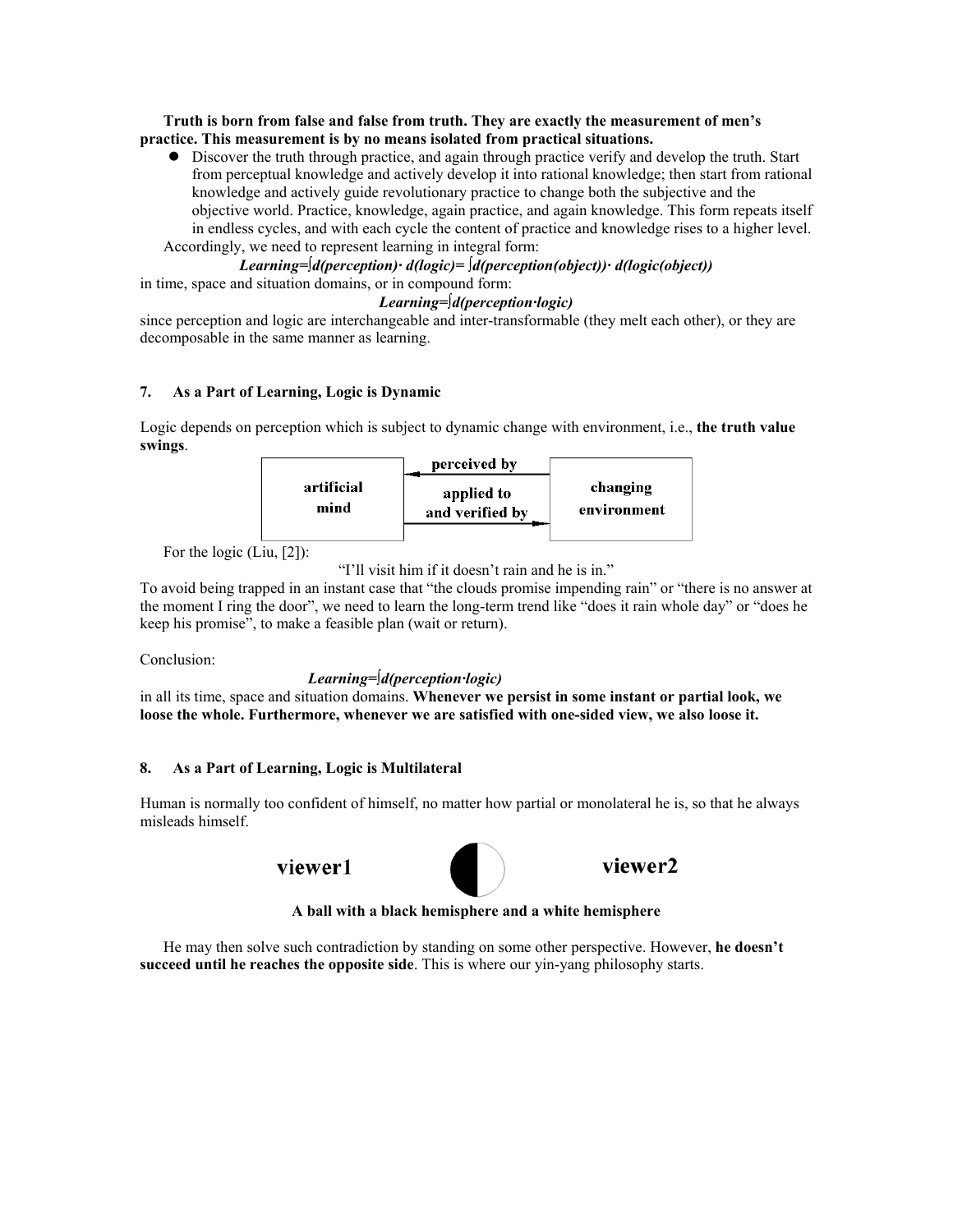**Truth is born from false and false from truth. They are exactly the measurement of men's practice. This measurement is by no means isolated from practical situations.**

- Discover the truth through practice, and again through practice verify and develop the truth. Start from perceptual knowledge and actively develop it into rational knowledge; then start from rational knowledge and actively guide revolutionary practice to change both the subjective and the objective world. Practice, knowledge, again practice, and again knowledge. This form repeats itself in endless cycles, and with each cycle the content of practice and knowledge rises to a higher level.

Accordingly, we need to represent learning in integral form:

$$\textit{Learning}=\int d(\textit{perception})\cdot d(\textit{logic})=\int d(\textit{perception}(\textit{object}))\cdot d(\textit{logic}(\textit{object}))$$

in time, space and situation domains, or in compound form:

$$\textit{Learning}=\int d(\textit{perception}\cdot\textit{logic})$$

since perception and logic are interchangeable and inter-transformable (they melt each other), or they are decomposable in the same manner as learning.

## 7. As a Part of Learning, Logic is Dynamic

Logic depends on perception which is subject to dynamic change with environment, i.e., **the truth value swings**.

| artificial mind | ← perceived by ← / → applied to and verified by → | changing environment |
|---|---|---|

For the logic (Liu, [2]):

"I'll visit him if it doesn't rain and he is in."

To avoid being trapped in an instant case that "the clouds promise impending rain" or "there is no answer at the moment I ring the door", we need to learn the long-term trend like "does it rain whole day" or "does he keep his promise", to make a feasible plan (wait or return).

Conclusion:

$$\textit{Learning}=\int d(\textit{perception}\cdot\textit{logic})$$

in all its time, space and situation domains. **Whenever we persist in some instant or partial look, we loose the whole. Furthermore, whenever we are satisfied with one-sided view, we also loose it.**

## 8. As a Part of Learning, Logic is Multilateral

Human is normally too confident of himself, no matter how partial or monolateral he is, so that he always misleads himself.

viewer1 ◐ viewer2

**A ball with a black hemisphere and a white hemisphere**

He may then solve such contradiction by standing on some other perspective. However, **he doesn't succeed until he reaches the opposite side**. This is where our yin-yang philosophy starts.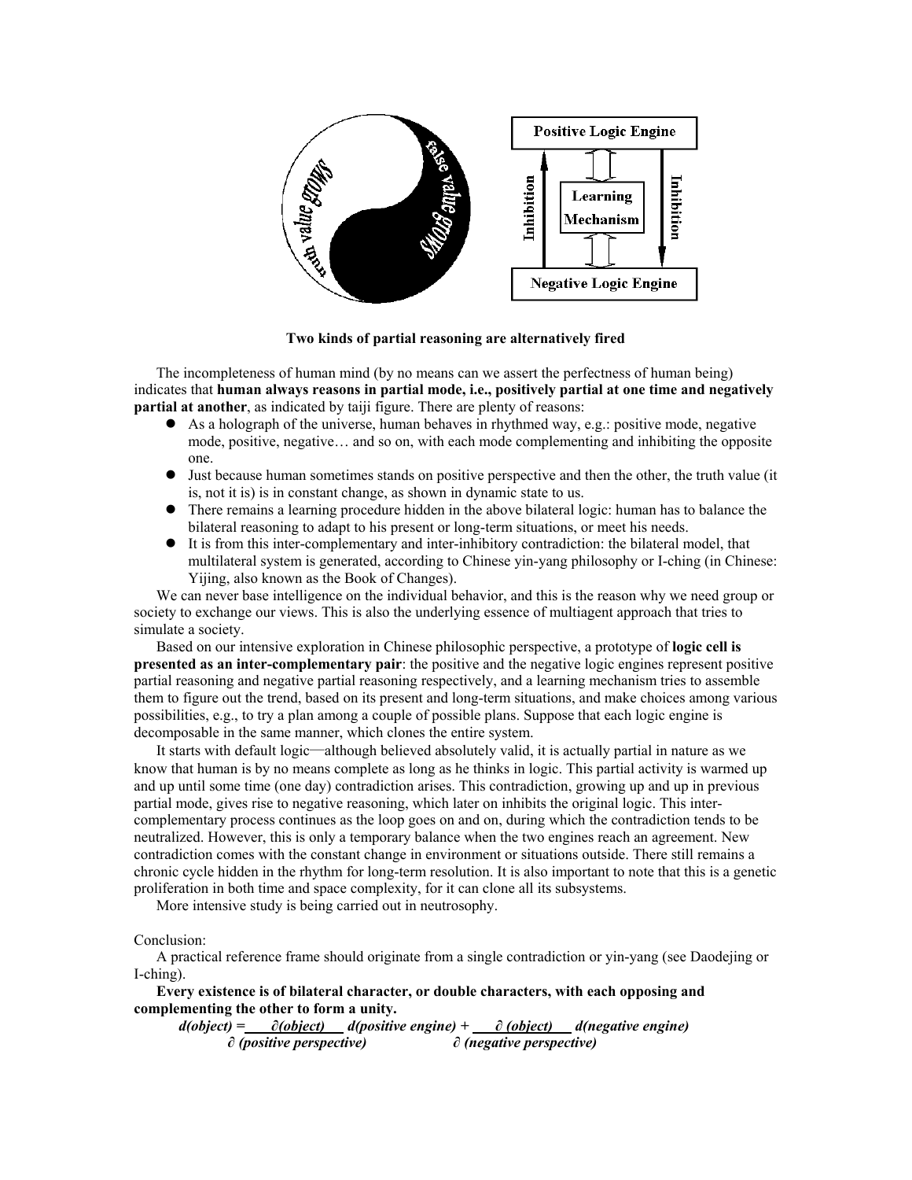**Two kinds of partial reasoning are alternatively fired**

The incompleteness of human mind (by no means can we assert the perfectness of human being) indicates that **human always reasons in partial mode, i.e., positively partial at one time and negatively partial at another**, as indicated by taiji figure. There are plenty of reasons:

- As a holograph of the universe, human behaves in rhythmed way, e.g.: positive mode, negative mode, positive, negative… and so on, with each mode complementing and inhibiting the opposite one.
- Just because human sometimes stands on positive perspective and then the other, the truth value (it is, not it is) is in constant change, as shown in dynamic state to us.
- There remains a learning procedure hidden in the above bilateral logic: human has to balance the bilateral reasoning to adapt to his present or long-term situations, or meet his needs.
- It is from this inter-complementary and inter-inhibitory contradiction: the bilateral model, that multilateral system is generated, according to Chinese yin-yang philosophy or I-ching (in Chinese: Yijing, also known as the Book of Changes).

We can never base intelligence on the individual behavior, and this is the reason why we need group or society to exchange our views. This is also the underlying essence of multiagent approach that tries to simulate a society.

Based on our intensive exploration in Chinese philosophic perspective, a prototype of **logic cell is presented as an inter-complementary pair**: the positive and the negative logic engines represent positive partial reasoning and negative partial reasoning respectively, and a learning mechanism tries to assemble them to figure out the trend, based on its present and long-term situations, and make choices among various possibilities, e.g., to try a plan among a couple of possible plans. Suppose that each logic engine is decomposable in the same manner, which clones the entire system.

It starts with default logic—although believed absolutely valid, it is actually partial in nature as we know that human is by no means complete as long as he thinks in logic. This partial activity is warmed up and up until some time (one day) contradiction arises. This contradiction, growing up and up in previous partial mode, gives rise to negative reasoning, which later on inhibits the original logic. This inter-complementary process continues as the loop goes on and on, during which the contradiction tends to be neutralized. However, this is only a temporary balance when the two engines reach an agreement. New contradiction comes with the constant change in environment or situations outside. There still remains a chronic cycle hidden in the rhythm for long-term resolution. It is also important to note that this is a genetic proliferation in both time and space complexity, for it can clone all its subsystems.

More intensive study is being carried out in neutrosophy.

Conclusion:

A practical reference frame should originate from a single contradiction or yin-yang (see Daodejing or I-ching).

**Every existence is of bilateral character, or double characters, with each opposing and complementing the other to form a unity.**

$$d(object) = \frac{\partial(object)}{\partial(positive\ perspective)}\, d(positive\ engine) + \frac{\partial(object)}{\partial(negative\ perspective)}\, d(negative\ engine)$$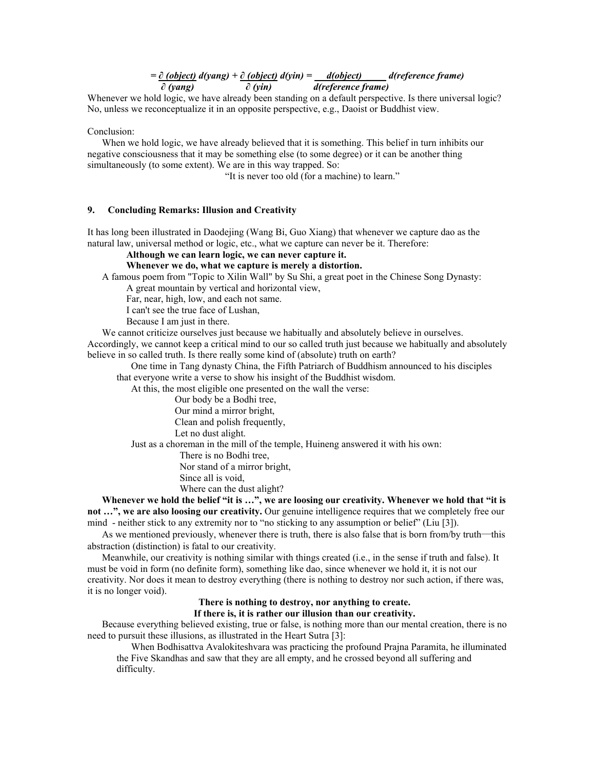$$= \frac{\partial\,(object)}{\partial\,(yang)}\,d(yang) + \frac{\partial\,(object)}{\partial\,(yin)}\,d(yin) = \frac{d(object)}{d(reference\ frame)}\,d(reference\ frame)$$

Whenever we hold logic, we have already been standing on a default perspective. Is there universal logic? No, unless we reconceptualize it in an opposite perspective, e.g., Daoist or Buddhist view.

Conclusion:

When we hold logic, we have already believed that it is something. This belief in turn inhibits our negative consciousness that it may be something else (to some degree) or it can be another thing simultaneously (to some extent). We are in this way trapped. So:

"It is never too old (for a machine) to learn."

## 9. Concluding Remarks: Illusion and Creativity

It has long been illustrated in Daodejing (Wang Bi, Guo Xiang) that whenever we capture dao as the natural law, universal method or logic, etc., what we capture can never be it. Therefore:

**Although we can learn logic, we can never capture it.**
**Whenever we do, what we capture is merely a distortion.**

A famous poem from "Topic to Xilin Wall" by Su Shi, a great poet in the Chinese Song Dynasty:

A great mountain by vertical and horizontal view,
Far, near, high, low, and each not same.
I can't see the true face of Lushan,
Because I am just in there.

We cannot criticize ourselves just because we habitually and absolutely believe in ourselves. Accordingly, we cannot keep a critical mind to our so called truth just because we habitually and absolutely believe in so called truth. Is there really some kind of (absolute) truth on earth?

One time in Tang dynasty China, the Fifth Patriarch of Buddhism announced to his disciples that everyone write a verse to show his insight of the Buddhist wisdom.

At this, the most eligible one presented on the wall the verse:

Our body be a Bodhi tree,
Our mind a mirror bright,
Clean and polish frequently,
Let no dust alight.

Just as a choreman in the mill of the temple, Huineng answered it with his own:

There is no Bodhi tree,
Nor stand of a mirror bright,
Since all is void,
Where can the dust alight?

**Whenever we hold the belief "it is …", we are loosing our creativity. Whenever we hold that "it is not …", we are also loosing our creativity.** Our genuine intelligence requires that we completely free our mind - neither stick to any extremity nor to "no sticking to any assumption or belief" (Liu [3]).

As we mentioned previously, whenever there is truth, there is also false that is born from/by truth—this abstraction (distinction) is fatal to our creativity.

Meanwhile, our creativity is nothing similar with things created (i.e., in the sense if truth and false). It must be void in form (no definite form), something like dao, since whenever we hold it, it is not our creativity. Nor does it mean to destroy everything (there is nothing to destroy nor such action, if there was, it is no longer void).

**There is nothing to destroy, nor anything to create.**
**If there is, it is rather our illusion than our creativity.**

Because everything believed existing, true or false, is nothing more than our mental creation, there is no need to pursuit these illusions, as illustrated in the Heart Sutra [3]:

When Bodhisattva Avalokiteshvara was practicing the profound Prajna Paramita, he illuminated the Five Skandhas and saw that they are all empty, and he crossed beyond all suffering and difficulty.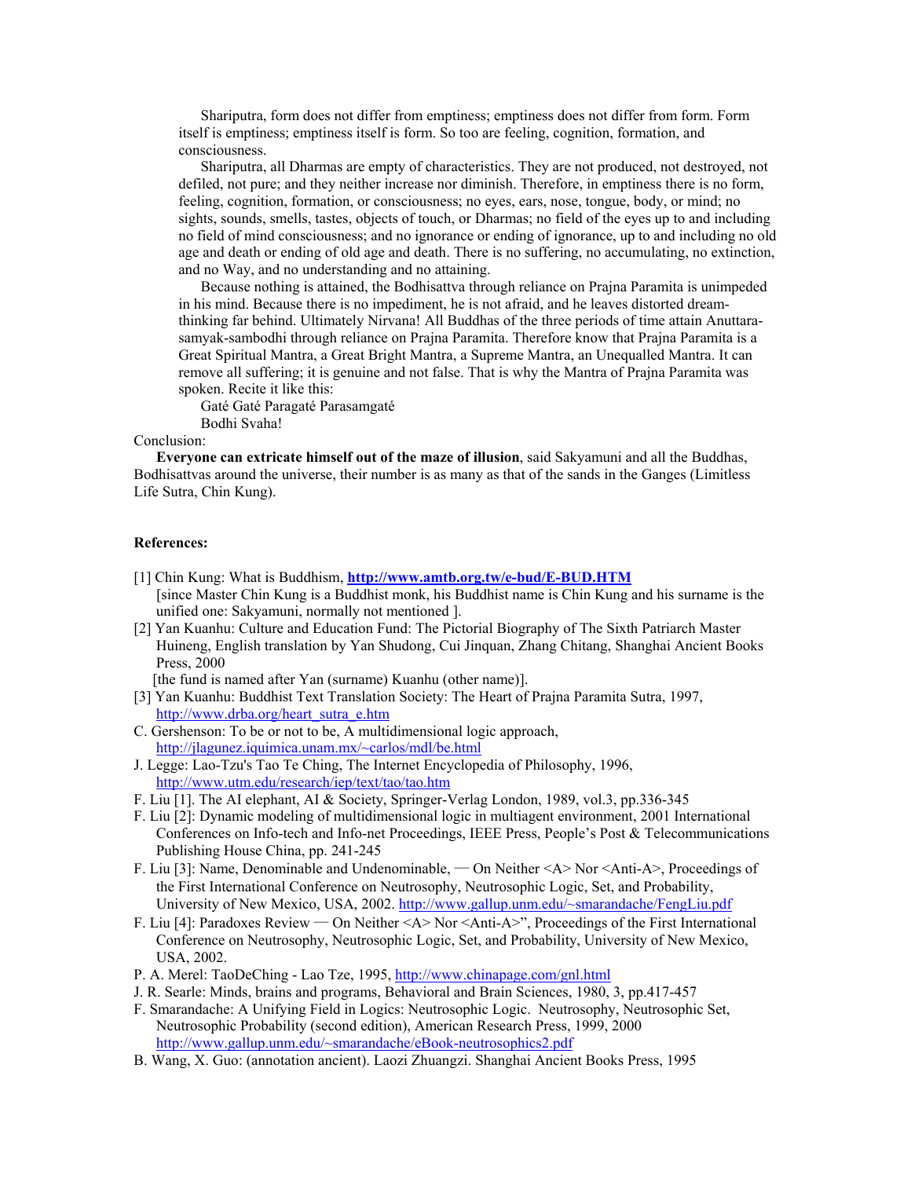Shariputra, form does not differ from emptiness; emptiness does not differ from form. Form itself is emptiness; emptiness itself is form. So too are feeling, cognition, formation, and consciousness.

Shariputra, all Dharmas are empty of characteristics. They are not produced, not destroyed, not defiled, not pure; and they neither increase nor diminish. Therefore, in emptiness there is no form, feeling, cognition, formation, or consciousness; no eyes, ears, nose, tongue, body, or mind; no sights, sounds, smells, tastes, objects of touch, or Dharmas; no field of the eyes up to and including no field of mind consciousness; and no ignorance or ending of ignorance, up to and including no old age and death or ending of old age and death. There is no suffering, no accumulating, no extinction, and no Way, and no understanding and no attaining.

Because nothing is attained, the Bodhisattva through reliance on Prajna Paramita is unimpeded in his mind. Because there is no impediment, he is not afraid, and he leaves distorted dream-thinking far behind. Ultimately Nirvana! All Buddhas of the three periods of time attain Anuttara-samyak-sambodhi through reliance on Prajna Paramita. Therefore know that Prajna Paramita is a Great Spiritual Mantra, a Great Bright Mantra, a Supreme Mantra, an Unequalled Mantra. It can remove all suffering; it is genuine and not false. That is why the Mantra of Prajna Paramita was spoken. Recite it like this:

Gaté Gaté Paragaté Parasamgaté

Bodhi Svaha!

Conclusion:

**Everyone can extricate himself out of the maze of illusion**, said Sakyamuni and all the Buddhas, Bodhisattvas around the universe, their number is as many as that of the sands in the Ganges (Limitless Life Sutra, Chin Kung).

**References:**

[1] Chin Kung: What is Buddhism, **http://www.amtb.org.tw/e-bud/E-BUD.HTM**
[since Master Chin Kung is a Buddhist monk, his Buddhist name is Chin Kung and his surname is the unified one: Sakyamuni, normally not mentioned ].

[2] Yan Kuanhu: Culture and Education Fund: The Pictorial Biography of The Sixth Patriarch Master Huineng, English translation by Yan Shudong, Cui Jinquan, Zhang Chitang, Shanghai Ancient Books Press, 2000
[the fund is named after Yan (surname) Kuanhu (other name)].

[3] Yan Kuanhu: Buddhist Text Translation Society: The Heart of Prajna Paramita Sutra, 1997, http://www.drba.org/heart_sutra_e.htm

C. Gershenson: To be or not to be, A multidimensional logic approach, http://jlagunez.iquimica.unam.mx/~carlos/mdl/be.html

J. Legge: Lao-Tzu's Tao Te Ching, The Internet Encyclopedia of Philosophy, 1996, http://www.utm.edu/research/iep/text/tao/tao.htm

F. Liu [1]. The AI elephant, AI & Society, Springer-Verlag London, 1989, vol.3, pp.336-345

F. Liu [2]: Dynamic modeling of multidimensional logic in multiagent environment, 2001 International Conferences on Info-tech and Info-net Proceedings, IEEE Press, People's Post & Telecommunications Publishing House China, pp. 241-245

F. Liu [3]: Name, Denominable and Undenominable, — On Neither <A> Nor <Anti-A>, Proceedings of the First International Conference on Neutrosophy, Neutrosophic Logic, Set, and Probability, University of New Mexico, USA, 2002. http://www.gallup.unm.edu/~smarandache/FengLiu.pdf

F. Liu [4]: Paradoxes Review — On Neither <A> Nor <Anti-A>", Proceedings of the First International Conference on Neutrosophy, Neutrosophic Logic, Set, and Probability, University of New Mexico, USA, 2002.

P. A. Merel: TaoDeChing - Lao Tze, 1995, http://www.chinapage.com/gnl.html

J. R. Searle: Minds, brains and programs, Behavioral and Brain Sciences, 1980, 3, pp.417-457

F. Smarandache: A Unifying Field in Logics: Neutrosophic Logic. Neutrosophy, Neutrosophic Set, Neutrosophic Probability (second edition), American Research Press, 1999, 2000 http://www.gallup.unm.edu/~smarandache/eBook-neutrosophics2.pdf

B. Wang, X. Guo: (annotation ancient). Laozi Zhuangzi. Shanghai Ancient Books Press, 1995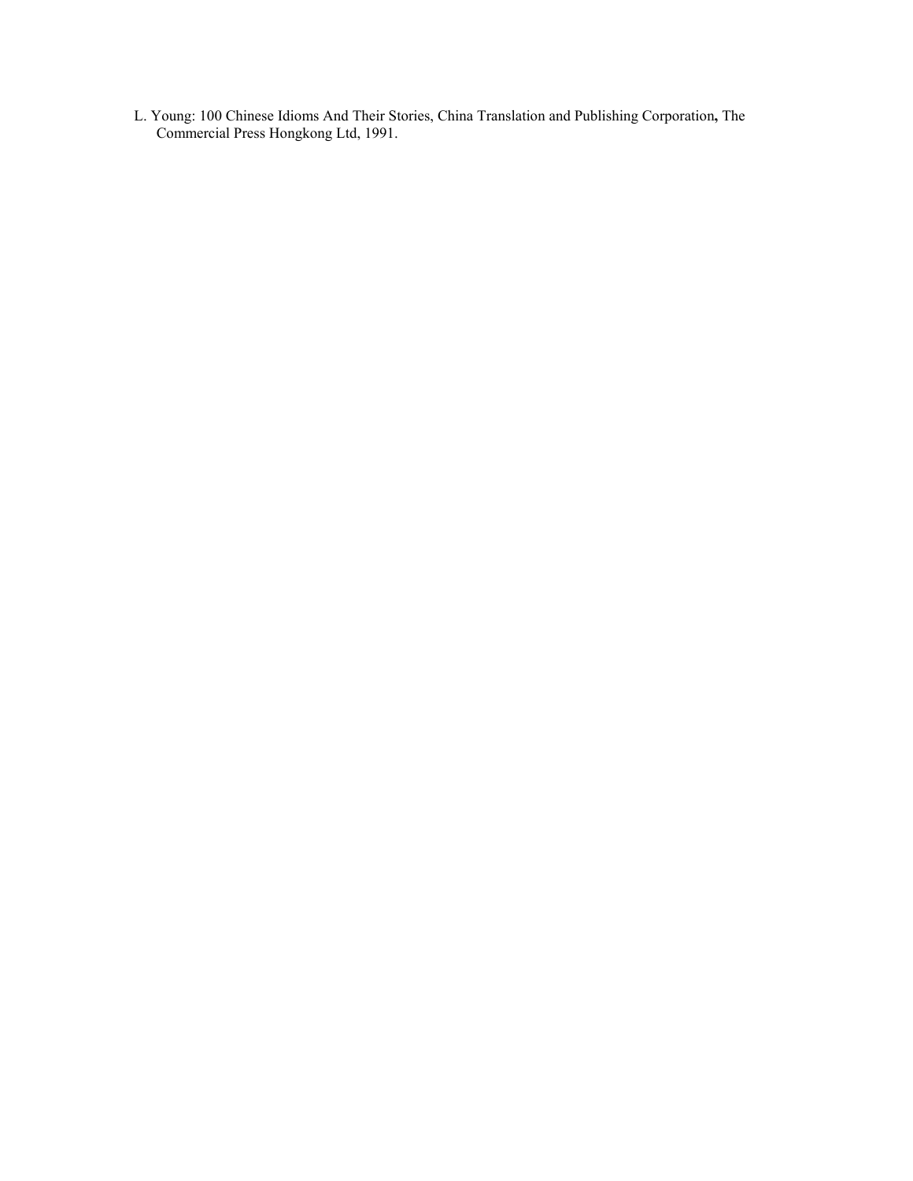L. Young: 100 Chinese Idioms And Their Stories, China Translation and Publishing Corporation**,** The Commercial Press Hongkong Ltd, 1991.